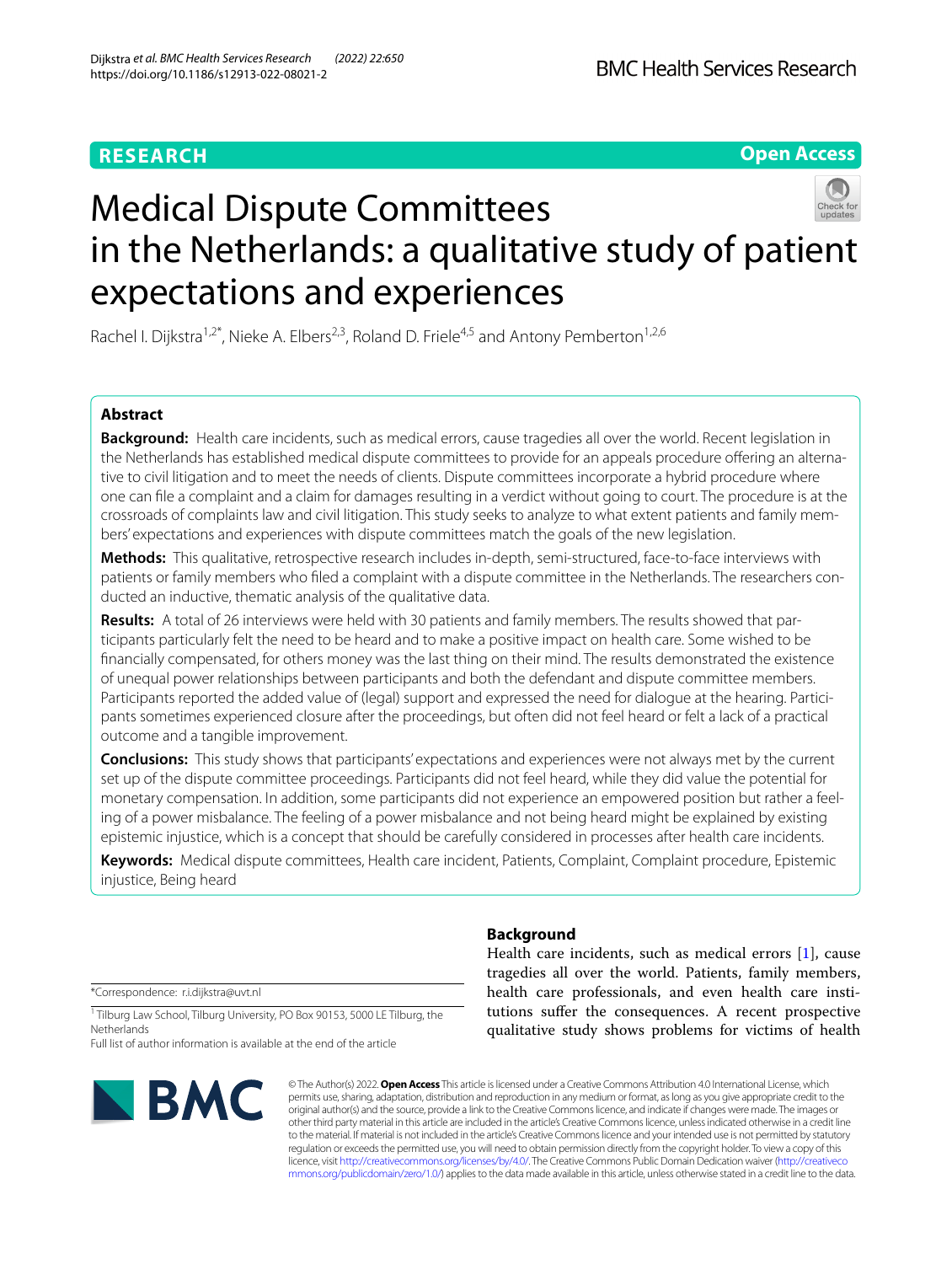RESEARCH

Open Access

# Medical Dispute Committees in the Netherlands: a qualitative study of patient expectations and experiences

Rachel I. Dijkstra[1,2*], Nieke A. Elbers[2,3], Roland D. Friele[4,5] and Antony Pemberton[1,2,6]

## Abstract

**Background:** Health care incidents, such as medical errors, cause tragedies all over the world. Recent legislation in the Netherlands has established medical dispute committees to provide for an appeals procedure offering an alternative to civil litigation and to meet the needs of clients. Dispute committees incorporate a hybrid procedure where one can file a complaint and a claim for damages resulting in a verdict without going to court. The procedure is at the crossroads of complaints law and civil litigation. This study seeks to analyze to what extent patients and family members' expectations and experiences with dispute committees match the goals of the new legislation.

**Methods:** This qualitative, retrospective research includes in-depth, semi-structured, face-to-face interviews with patients or family members who filed a complaint with a dispute committee in the Netherlands. The researchers conducted an inductive, thematic analysis of the qualitative data.

**Results:** A total of 26 interviews were held with 30 patients and family members. The results showed that participants particularly felt the need to be heard and to make a positive impact on health care. Some wished to be financially compensated, for others money was the last thing on their mind. The results demonstrated the existence of unequal power relationships between participants and both the defendant and dispute committee members. Participants reported the added value of (legal) support and expressed the need for dialogue at the hearing. Participants sometimes experienced closure after the proceedings, but often did not feel heard or felt a lack of a practical outcome and a tangible improvement.

**Conclusions:** This study shows that participants' expectations and experiences were not always met by the current set up of the dispute committee proceedings. Participants did not feel heard, while they did value the potential for monetary compensation. In addition, some participants did not experience an empowered position but rather a feeling of a power misbalance. The feeling of a power misbalance and not being heard might be explained by existing epistemic injustice, which is a concept that should be carefully considered in processes after health care incidents.

**Keywords:** Medical dispute committees, Health care incident, Patients, Complaint, Complaint procedure, Epistemic injustice, Being heard

*Correspondence: r.i.dijkstra@uvt.nl

[1] Tilburg Law School, Tilburg University, PO Box 90153, 5000 LE Tilburg, the Netherlands

Full list of author information is available at the end of the article

## Background

Health care incidents, such as medical errors [1], cause tragedies all over the world. Patients, family members, health care professionals, and even health care institutions suffer the consequences. A recent prospective qualitative study shows problems for victims of health

© The Author(s) 2022. **Open Access** This article is licensed under a Creative Commons Attribution 4.0 International License, which permits use, sharing, adaptation, distribution and reproduction in any medium or format, as long as you give appropriate credit to the original author(s) and the source, provide a link to the Creative Commons licence, and indicate if changes were made. The images or other third party material in this article are included in the article's Creative Commons licence, unless indicated otherwise in a credit line to the material. If material is not included in the article's Creative Commons licence and your intended use is not permitted by statutory regulation or exceeds the permitted use, you will need to obtain permission directly from the copyright holder. To view a copy of this licence, visit http://creativecommons.org/licenses/by/4.0/. The Creative Commons Public Domain Dedication waiver (http://creativecommons.org/publicdomain/zero/1.0/) applies to the data made available in this article, unless otherwise stated in a credit line to the data.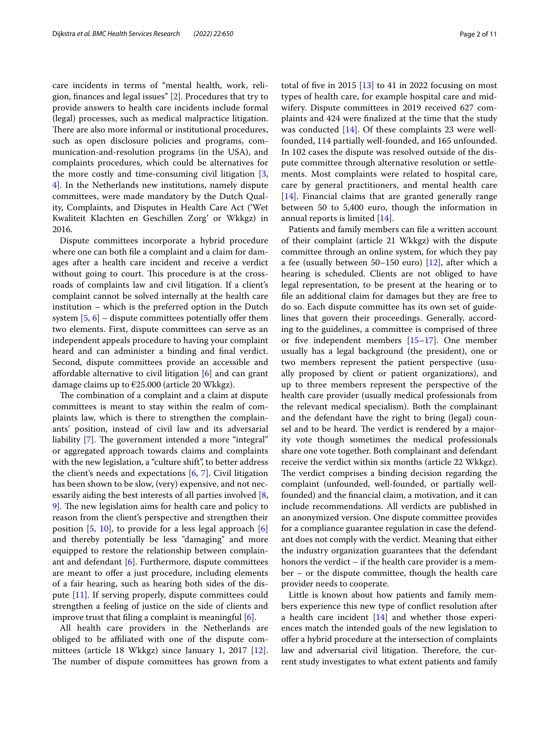care incidents in terms of "mental health, work, religion, finances and legal issues" [2]. Procedures that try to provide answers to health care incidents include formal (legal) processes, such as medical malpractice litigation. There are also more informal or institutional procedures, such as open disclosure policies and programs, communication-and-resolution programs (in the USA), and complaints procedures, which could be alternatives for the more costly and time-consuming civil litigation [3, 4]. In the Netherlands new institutions, namely dispute committees, were made mandatory by the Dutch Quality, Complaints, and Disputes in Health Care Act ('Wet Kwaliteit Klachten en Geschillen Zorg' or Wkkgz) in 2016.

Dispute committees incorporate a hybrid procedure where one can both file a complaint and a claim for damages after a health care incident and receive a verdict without going to court. This procedure is at the crossroads of complaints law and civil litigation. If a client's complaint cannot be solved internally at the health care institution – which is the preferred option in the Dutch system [5, 6] – dispute committees potentially offer them two elements. First, dispute committees can serve as an independent appeals procedure to having your complaint heard and can administer a binding and final verdict. Second, dispute committees provide an accessible and affordable alternative to civil litigation [6] and can grant damage claims up to €25.000 (article 20 Wkkgz).

The combination of a complaint and a claim at dispute committees is meant to stay within the realm of complaints law, which is there to strengthen the complainants' position, instead of civil law and its adversarial liability [7]. The government intended a more "integral" or aggregated approach towards claims and complaints with the new legislation, a "culture shift", to better address the client's needs and expectations [6, 7]. Civil litigation has been shown to be slow, (very) expensive, and not necessarily aiding the best interests of all parties involved [8, 9]. The new legislation aims for health care and policy to reason from the client's perspective and strengthen their position [5, 10], to provide for a less legal approach [6] and thereby potentially be less "damaging" and more equipped to restore the relationship between complainant and defendant [6]. Furthermore, dispute committees are meant to offer a just procedure, including elements of a fair hearing, such as hearing both sides of the dispute [11]. If serving properly, dispute committees could strengthen a feeling of justice on the side of clients and improve trust that filing a complaint is meaningful [6].

All health care providers in the Netherlands are obliged to be affiliated with one of the dispute committees (article 18 Wkkgz) since January 1, 2017 [12]. The number of dispute committees has grown from a total of five in 2015 [13] to 41 in 2022 focusing on most types of health care, for example hospital care and midwifery. Dispute committees in 2019 received 627 complaints and 424 were finalized at the time that the study was conducted [14]. Of these complaints 23 were well-founded, 114 partially well-founded, and 165 unfounded. In 102 cases the dispute was resolved outside of the dispute committee through alternative resolution or settlements. Most complaints were related to hospital care, care by general practitioners, and mental health care [14]. Financial claims that are granted generally range between 50 to 5,400 euro, though the information in annual reports is limited [14].

Patients and family members can file a written account of their complaint (article 21 Wkkgz) with the dispute committee through an online system, for which they pay a fee (usually between 50–150 euro) [12], after which a hearing is scheduled. Clients are not obliged to have legal representation, to be present at the hearing or to file an additional claim for damages but they are free to do so. Each dispute committee has its own set of guidelines that govern their proceedings. Generally, according to the guidelines, a committee is comprised of three or five independent members [15–17]. One member usually has a legal background (the president), one or two members represent the patient perspective (usually proposed by client or patient organizations), and up to three members represent the perspective of the health care provider (usually medical professionals from the relevant medical specialism). Both the complainant and the defendant have the right to bring (legal) counsel and to be heard. The verdict is rendered by a majority vote though sometimes the medical professionals share one vote together. Both complainant and defendant receive the verdict within six months (article 22 Wkkgz). The verdict comprises a binding decision regarding the complaint (unfounded, well-founded, or partially well-founded) and the financial claim, a motivation, and it can include recommendations. All verdicts are published in an anonymized version. One dispute committee provides for a compliance guarantee regulation in case the defendant does not comply with the verdict. Meaning that either the industry organization guarantees that the defendant honors the verdict – if the health care provider is a member – or the dispute committee, though the health care provider needs to cooperate.

Little is known about how patients and family members experience this new type of conflict resolution after a health care incident [14] and whether those experiences match the intended goals of the new legislation to offer a hybrid procedure at the intersection of complaints law and adversarial civil litigation. Therefore, the current study investigates to what extent patients and family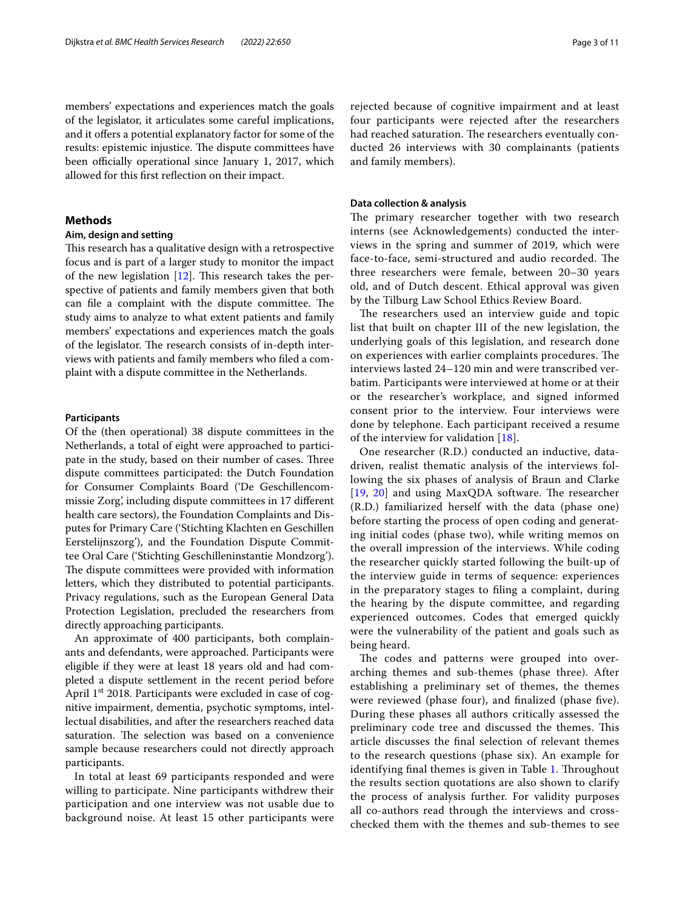members' expectations and experiences match the goals of the legislator, it articulates some careful implications, and it offers a potential explanatory factor for some of the results: epistemic injustice. The dispute committees have been officially operational since January 1, 2017, which allowed for this first reflection on their impact.

## Methods

### Aim, design and setting

This research has a qualitative design with a retrospective focus and is part of a larger study to monitor the impact of the new legislation [12]. This research takes the perspective of patients and family members given that both can file a complaint with the dispute committee. The study aims to analyze to what extent patients and family members' expectations and experiences match the goals of the legislator. The research consists of in-depth interviews with patients and family members who filed a complaint with a dispute committee in the Netherlands.

### Participants

Of the (then operational) 38 dispute committees in the Netherlands, a total of eight were approached to participate in the study, based on their number of cases. Three dispute committees participated: the Dutch Foundation for Consumer Complaints Board ('De Geschillencommissie Zorg', including dispute committees in 17 different health care sectors), the Foundation Complaints and Disputes for Primary Care ('Stichting Klachten en Geschillen Eerstelijnszorg'), and the Foundation Dispute Committee Oral Care ('Stichting Geschilleninstantie Mondzorg'). The dispute committees were provided with information letters, which they distributed to potential participants. Privacy regulations, such as the European General Data Protection Legislation, precluded the researchers from directly approaching participants.

An approximate of 400 participants, both complainants and defendants, were approached. Participants were eligible if they were at least 18 years old and had completed a dispute settlement in the recent period before April 1st 2018. Participants were excluded in case of cognitive impairment, dementia, psychotic symptoms, intellectual disabilities, and after the researchers reached data saturation. The selection was based on a convenience sample because researchers could not directly approach participants.

In total at least 69 participants responded and were willing to participate. Nine participants withdrew their participation and one interview was not usable due to background noise. At least 15 other participants were rejected because of cognitive impairment and at least four participants were rejected after the researchers had reached saturation. The researchers eventually conducted 26 interviews with 30 complainants (patients and family members).

### Data collection & analysis

The primary researcher together with two research interns (see Acknowledgements) conducted the interviews in the spring and summer of 2019, which were face-to-face, semi-structured and audio recorded. The three researchers were female, between 20–30 years old, and of Dutch descent. Ethical approval was given by the Tilburg Law School Ethics Review Board.

The researchers used an interview guide and topic list that built on chapter III of the new legislation, the underlying goals of this legislation, and research done on experiences with earlier complaints procedures. The interviews lasted 24–120 min and were transcribed verbatim. Participants were interviewed at home or at their or the researcher's workplace, and signed informed consent prior to the interview. Four interviews were done by telephone. Each participant received a resume of the interview for validation [18].

One researcher (R.D.) conducted an inductive, data-driven, realist thematic analysis of the interviews following the six phases of analysis of Braun and Clarke [19, 20] and using MaxQDA software. The researcher (R.D.) familiarized herself with the data (phase one) before starting the process of open coding and generating initial codes (phase two), while writing memos on the overall impression of the interviews. While coding the researcher quickly started following the built-up of the interview guide in terms of sequence: experiences in the preparatory stages to filing a complaint, during the hearing by the dispute committee, and regarding experienced outcomes. Codes that emerged quickly were the vulnerability of the patient and goals such as being heard.

The codes and patterns were grouped into overarching themes and sub-themes (phase three). After establishing a preliminary set of themes, the themes were reviewed (phase four), and finalized (phase five). During these phases all authors critically assessed the preliminary code tree and discussed the themes. This article discusses the final selection of relevant themes to the research questions (phase six). An example for identifying final themes is given in Table 1. Throughout the results section quotations are also shown to clarify the process of analysis further. For validity purposes all co-authors read through the interviews and cross-checked them with the themes and sub-themes to see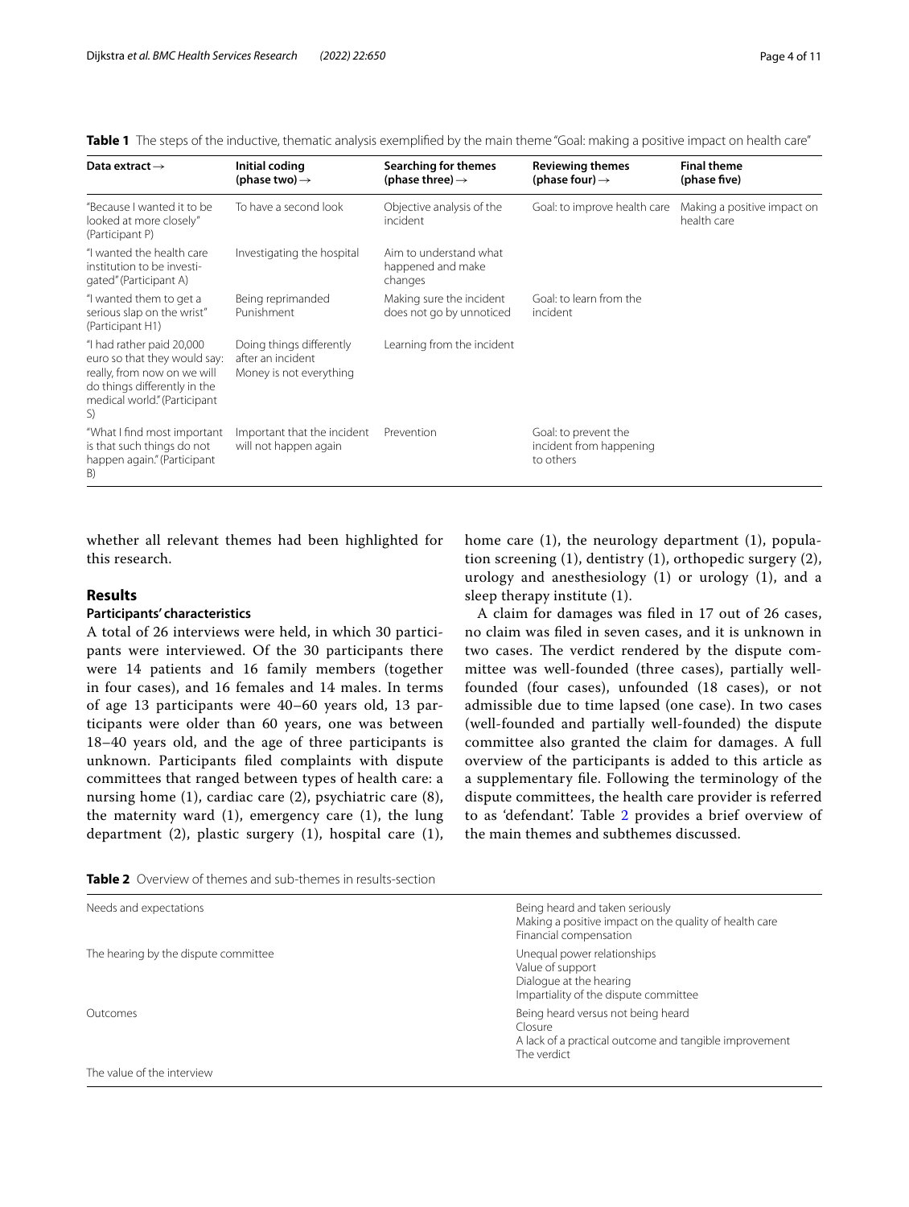**Table 1** The steps of the inductive, thematic analysis exemplified by the main theme "Goal: making a positive impact on health care"

| Data extract → | Initial coding (phase two) → | Searching for themes (phase three) → | Reviewing themes (phase four) → | Final theme (phase five) |
|---|---|---|---|---|
| "Because I wanted it to be looked at more closely" (Participant P) | To have a second look | Objective analysis of the incident | Goal: to improve health care | Making a positive impact on health care |
| "I wanted the health care institution to be investigated" (Participant A) | Investigating the hospital | Aim to understand what happened and make changes | | |
| "I wanted them to get a serious slap on the wrist" (Participant H1) | Being reprimanded Punishment | Making sure the incident does not go by unnoticed | Goal: to learn from the incident | |
| "I had rather paid 20,000 euro so that they would say: really, from now on we will do things differently in the medical world." (Participant S) | Doing things differently after an incident Money is not everything | Learning from the incident | | |
| "What I find most important is that such things do not happen again." (Participant B) | Important that the incident will not happen again | Prevention | Goal: to prevent the incident from happening to others | |

whether all relevant themes had been highlighted for this research.

## Results

### Participants' characteristics

A total of 26 interviews were held, in which 30 participants were interviewed. Of the 30 participants there were 14 patients and 16 family members (together in four cases), and 16 females and 14 males. In terms of age 13 participants were 40–60 years old, 13 participants were older than 60 years, one was between 18–40 years old, and the age of three participants is unknown. Participants filed complaints with dispute committees that ranged between types of health care: a nursing home (1), cardiac care (2), psychiatric care (8), the maternity ward (1), emergency care (1), the lung department (2), plastic surgery (1), hospital care (1), home care (1), the neurology department (1), population screening (1), dentistry (1), orthopedic surgery (2), urology and anesthesiology (1) or urology (1), and a sleep therapy institute (1).

A claim for damages was filed in 17 out of 26 cases, no claim was filed in seven cases, and it is unknown in two cases. The verdict rendered by the dispute committee was well-founded (three cases), partially well-founded (four cases), unfounded (18 cases), or not admissible due to time lapsed (one case). In two cases (well-founded and partially well-founded) the dispute committee also granted the claim for damages. A full overview of the participants is added to this article as a supplementary file. Following the terminology of the dispute committees, the health care provider is referred to as 'defendant'. Table 2 provides a brief overview of the main themes and subthemes discussed.

**Table 2** Overview of themes and sub-themes in results-section

| Theme | Sub-themes |
|---|---|
| Needs and expectations | Being heard and taken seriously<br>Making a positive impact on the quality of health care<br>Financial compensation |
| The hearing by the dispute committee | Unequal power relationships<br>Value of support<br>Dialogue at the hearing<br>Impartiality of the dispute committee |
| Outcomes | Being heard versus not being heard<br>Closure<br>A lack of a practical outcome and tangible improvement<br>The verdict |
| The value of the interview | |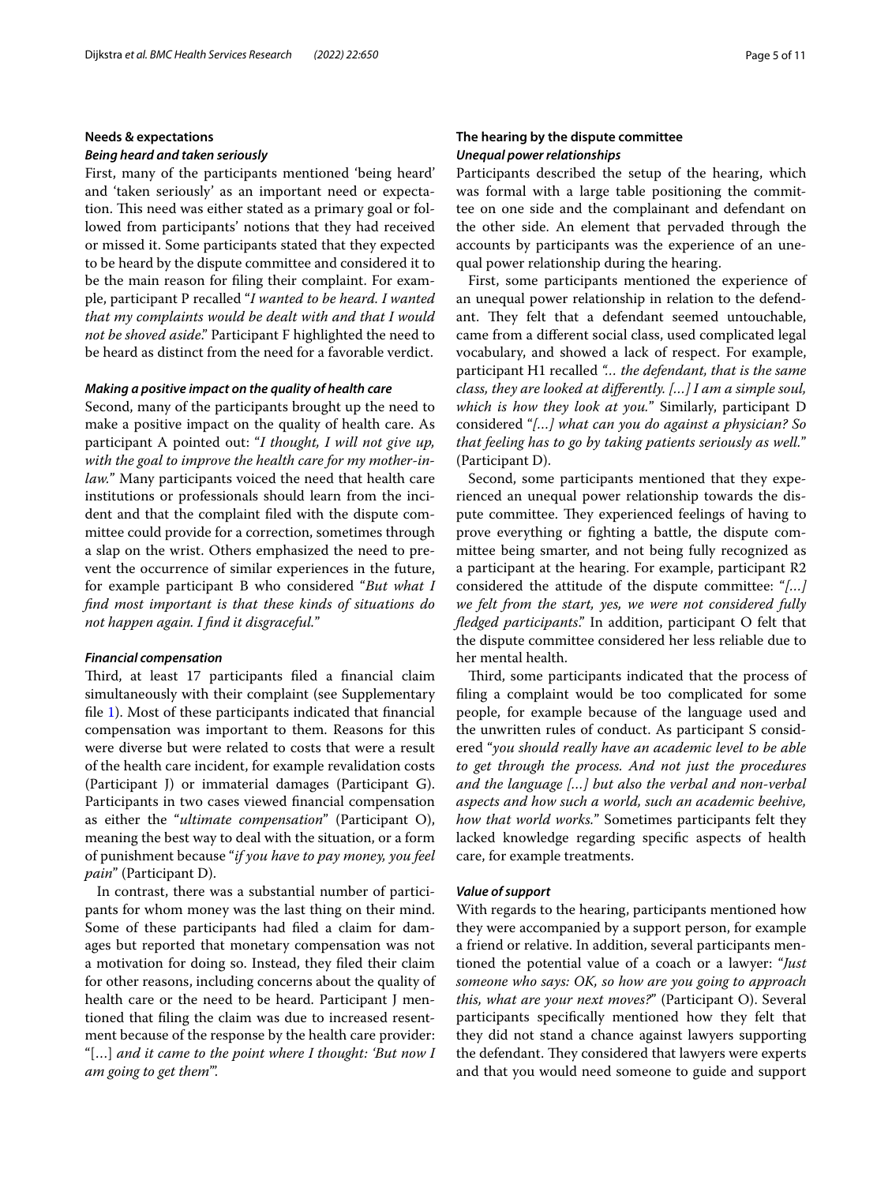## Needs & expectations

### *Being heard and taken seriously*

First, many of the participants mentioned 'being heard' and 'taken seriously' as an important need or expectation. This need was either stated as a primary goal or followed from participants' notions that they had received or missed it. Some participants stated that they expected to be heard by the dispute committee and considered it to be the main reason for filing their complaint. For example, participant P recalled "*I wanted to be heard. I wanted that my complaints would be dealt with and that I would not be shoved aside*." Participant F highlighted the need to be heard as distinct from the need for a favorable verdict.

### *Making a positive impact on the quality of health care*

Second, many of the participants brought up the need to make a positive impact on the quality of health care. As participant A pointed out: "*I thought, I will not give up, with the goal to improve the health care for my mother-in-law.*" Many participants voiced the need that health care institutions or professionals should learn from the incident and that the complaint filed with the dispute committee could provide for a correction, sometimes through a slap on the wrist. Others emphasized the need to prevent the occurrence of similar experiences in the future, for example participant B who considered "*But what I find most important is that these kinds of situations do not happen again. I find it disgraceful.*"

### *Financial compensation*

Third, at least 17 participants filed a financial claim simultaneously with their complaint (see Supplementary file 1). Most of these participants indicated that financial compensation was important to them. Reasons for this were diverse but were related to costs that were a result of the health care incident, for example revalidation costs (Participant J) or immaterial damages (Participant G). Participants in two cases viewed financial compensation as either the "*ultimate compensation*" (Participant O), meaning the best way to deal with the situation, or a form of punishment because "*if you have to pay money, you feel pain*" (Participant D).

In contrast, there was a substantial number of participants for whom money was the last thing on their mind. Some of these participants had filed a claim for damages but reported that monetary compensation was not a motivation for doing so. Instead, they filed their claim for other reasons, including concerns about the quality of health care or the need to be heard. Participant J mentioned that filing the claim was due to increased resentment because of the response by the health care provider: "[…] *and it came to the point where I thought: 'But now I am going to get them'*".

## The hearing by the dispute committee

### *Unequal power relationships*

Participants described the setup of the hearing, which was formal with a large table positioning the committee on one side and the complainant and defendant on the other side. An element that pervaded through the accounts by participants was the experience of an unequal power relationship during the hearing.

First, some participants mentioned the experience of an unequal power relationship in relation to the defendant. They felt that a defendant seemed untouchable, came from a different social class, used complicated legal vocabulary, and showed a lack of respect. For example, participant H1 recalled *"… the defendant, that is the same class, they are looked at differently. […] I am a simple soul, which is how they look at you.*" Similarly, participant D considered "*[…] what can you do against a physician? So that feeling has to go by taking patients seriously as well.*" (Participant D).

Second, some participants mentioned that they experienced an unequal power relationship towards the dispute committee. They experienced feelings of having to prove everything or fighting a battle, the dispute committee being smarter, and not being fully recognized as a participant at the hearing. For example, participant R2 considered the attitude of the dispute committee: "*[…] we felt from the start, yes, we were not considered fully fledged participants*." In addition, participant O felt that the dispute committee considered her less reliable due to her mental health.

Third, some participants indicated that the process of filing a complaint would be too complicated for some people, for example because of the language used and the unwritten rules of conduct. As participant S considered "*you should really have an academic level to be able to get through the process. And not just the procedures and the language […] but also the verbal and non-verbal aspects and how such a world, such an academic beehive, how that world works.*" Sometimes participants felt they lacked knowledge regarding specific aspects of health care, for example treatments.

### *Value of support*

With regards to the hearing, participants mentioned how they were accompanied by a support person, for example a friend or relative. In addition, several participants mentioned the potential value of a coach or a lawyer: "*Just someone who says: OK, so how are you going to approach this, what are your next moves?*" (Participant O). Several participants specifically mentioned how they felt that they did not stand a chance against lawyers supporting the defendant. They considered that lawyers were experts and that you would need someone to guide and support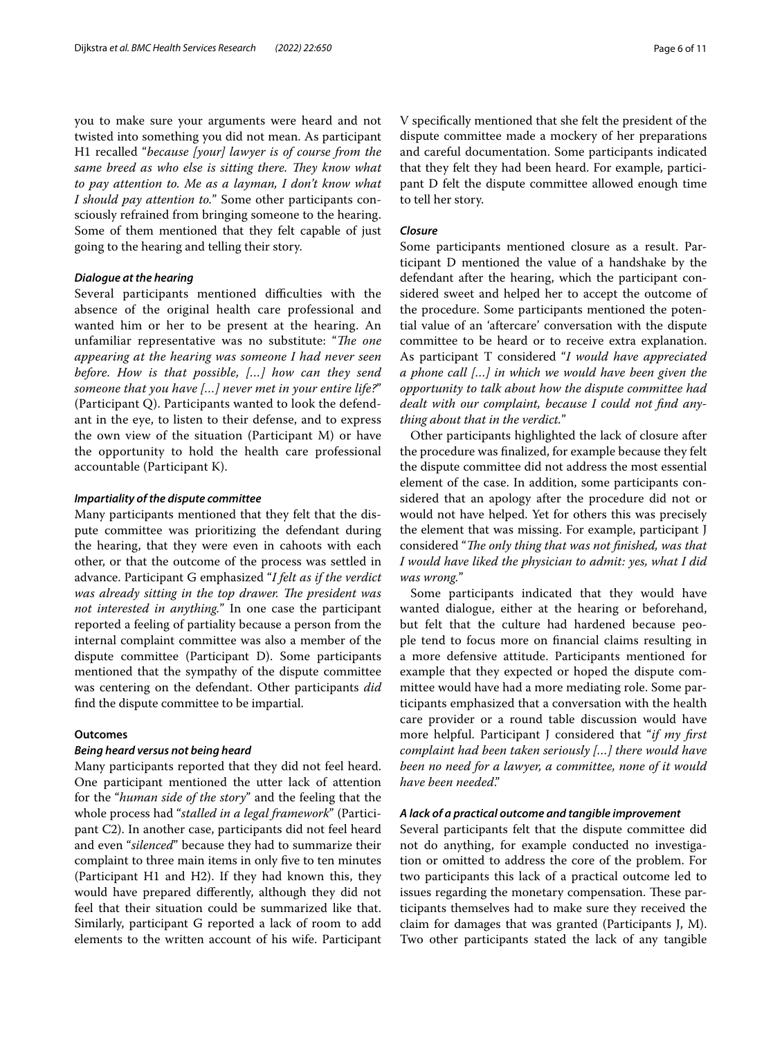you to make sure your arguments were heard and not twisted into something you did not mean. As participant H1 recalled "*because [your] lawyer is of course from the same breed as who else is sitting there. They know what to pay attention to. Me as a layman, I don't know what I should pay attention to.*" Some other participants consciously refrained from bringing someone to the hearing. Some of them mentioned that they felt capable of just going to the hearing and telling their story.

#### *Dialogue at the hearing*

Several participants mentioned difficulties with the absence of the original health care professional and wanted him or her to be present at the hearing. An unfamiliar representative was no substitute: "*The one appearing at the hearing was someone I had never seen before. How is that possible, […] how can they send someone that you have […] never met in your entire life?*" (Participant Q). Participants wanted to look the defendant in the eye, to listen to their defense, and to express the own view of the situation (Participant M) or have the opportunity to hold the health care professional accountable (Participant K).

#### *Impartiality of the dispute committee*

Many participants mentioned that they felt that the dispute committee was prioritizing the defendant during the hearing, that they were even in cahoots with each other, or that the outcome of the process was settled in advance. Participant G emphasized "*I felt as if the verdict was already sitting in the top drawer. The president was not interested in anything.*" In one case the participant reported a feeling of partiality because a person from the internal complaint committee was also a member of the dispute committee (Participant D). Some participants mentioned that the sympathy of the dispute committee was centering on the defendant. Other participants *did* find the dispute committee to be impartial.

### Outcomes

#### *Being heard versus not being heard*

Many participants reported that they did not feel heard. One participant mentioned the utter lack of attention for the "*human side of the story*" and the feeling that the whole process had "*stalled in a legal framework*" (Participant C2). In another case, participants did not feel heard and even "*silenced*" because they had to summarize their complaint to three main items in only five to ten minutes (Participant H1 and H2). If they had known this, they would have prepared differently, although they did not feel that their situation could be summarized like that. Similarly, participant G reported a lack of room to add elements to the written account of his wife. Participant V specifically mentioned that she felt the president of the dispute committee made a mockery of her preparations and careful documentation. Some participants indicated that they felt they had been heard. For example, participant D felt the dispute committee allowed enough time to tell her story.

#### *Closure*

Some participants mentioned closure as a result. Participant D mentioned the value of a handshake by the defendant after the hearing, which the participant considered sweet and helped her to accept the outcome of the procedure. Some participants mentioned the potential value of an 'aftercare' conversation with the dispute committee to be heard or to receive extra explanation. As participant T considered "*I would have appreciated a phone call […] in which we would have been given the opportunity to talk about how the dispute committee had dealt with our complaint, because I could not find anything about that in the verdict.*"

Other participants highlighted the lack of closure after the procedure was finalized, for example because they felt the dispute committee did not address the most essential element of the case. In addition, some participants considered that an apology after the procedure did not or would not have helped. Yet for others this was precisely the element that was missing. For example, participant J considered "*The only thing that was not finished, was that I would have liked the physician to admit: yes, what I did was wrong.*"

Some participants indicated that they would have wanted dialogue, either at the hearing or beforehand, but felt that the culture had hardened because people tend to focus more on financial claims resulting in a more defensive attitude. Participants mentioned for example that they expected or hoped the dispute committee would have had a more mediating role. Some participants emphasized that a conversation with the health care provider or a round table discussion would have more helpful. Participant J considered that "*if my first complaint had been taken seriously […] there would have been no need for a lawyer, a committee, none of it would have been needed*."

#### *A lack of a practical outcome and tangible improvement*

Several participants felt that the dispute committee did not do anything, for example conducted no investigation or omitted to address the core of the problem. For two participants this lack of a practical outcome led to issues regarding the monetary compensation. These participants themselves had to make sure they received the claim for damages that was granted (Participants J, M). Two other participants stated the lack of any tangible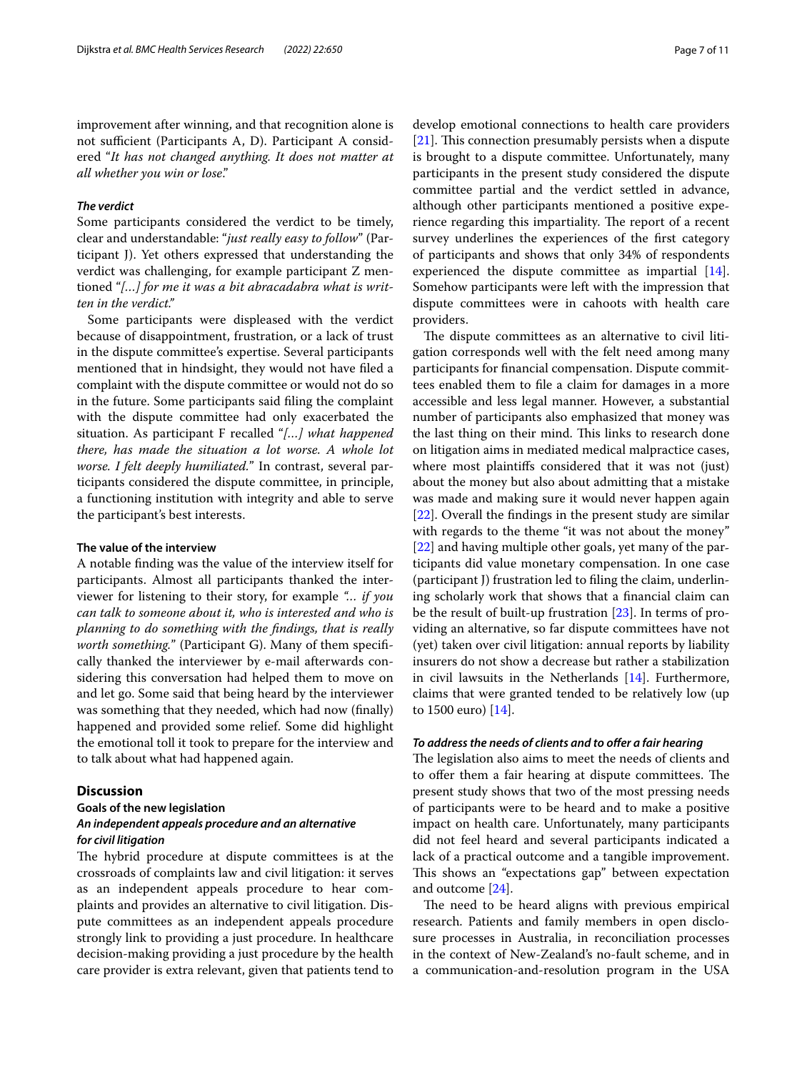improvement after winning, and that recognition alone is not sufficient (Participants A, D). Participant A considered "*It has not changed anything. It does not matter at all whether you win or lose*."

#### *The verdict*

Some participants considered the verdict to be timely, clear and understandable: "*just really easy to follow*" (Participant J). Yet others expressed that understanding the verdict was challenging, for example participant Z mentioned "*[…] for me it was a bit abracadabra what is written in the verdict*."

Some participants were displeased with the verdict because of disappointment, frustration, or a lack of trust in the dispute committee's expertise. Several participants mentioned that in hindsight, they would not have filed a complaint with the dispute committee or would not do so in the future. Some participants said filing the complaint with the dispute committee had only exacerbated the situation. As participant F recalled "*[…] what happened there, has made the situation a lot worse. A whole lot worse. I felt deeply humiliated.*" In contrast, several participants considered the dispute committee, in principle, a functioning institution with integrity and able to serve the participant's best interests.

### The value of the interview

A notable finding was the value of the interview itself for participants. Almost all participants thanked the interviewer for listening to their story, for example "*… if you can talk to someone about it, who is interested and who is planning to do something with the findings, that is really worth something.*" (Participant G). Many of them specifically thanked the interviewer by e-mail afterwards considering this conversation had helped them to move on and let go. Some said that being heard by the interviewer was something that they needed, which had now (finally) happened and provided some relief. Some did highlight the emotional toll it took to prepare for the interview and to talk about what had happened again.

## Discussion

### Goals of the new legislation

#### *An independent appeals procedure and an alternative for civil litigation*

The hybrid procedure at dispute committees is at the crossroads of complaints law and civil litigation: it serves as an independent appeals procedure to hear complaints and provides an alternative to civil litigation. Dispute committees as an independent appeals procedure strongly link to providing a just procedure. In healthcare decision-making providing a just procedure by the health care provider is extra relevant, given that patients tend to develop emotional connections to health care providers [21]. This connection presumably persists when a dispute is brought to a dispute committee. Unfortunately, many participants in the present study considered the dispute committee partial and the verdict settled in advance, although other participants mentioned a positive experience regarding this impartiality. The report of a recent survey underlines the experiences of the first category of participants and shows that only 34% of respondents experienced the dispute committee as impartial [14]. Somehow participants were left with the impression that dispute committees were in cahoots with health care providers.

The dispute committees as an alternative to civil litigation corresponds well with the felt need among many participants for financial compensation. Dispute committees enabled them to file a claim for damages in a more accessible and less legal manner. However, a substantial number of participants also emphasized that money was the last thing on their mind. This links to research done on litigation aims in mediated medical malpractice cases, where most plaintiffs considered that it was not (just) about the money but also about admitting that a mistake was made and making sure it would never happen again [22]. Overall the findings in the present study are similar with regards to the theme "it was not about the money" [22] and having multiple other goals, yet many of the participants did value monetary compensation. In one case (participant J) frustration led to filing the claim, underlining scholarly work that shows that a financial claim can be the result of built-up frustration [23]. In terms of providing an alternative, so far dispute committees have not (yet) taken over civil litigation: annual reports by liability insurers do not show a decrease but rather a stabilization in civil lawsuits in the Netherlands [14]. Furthermore, claims that were granted tended to be relatively low (up to 1500 euro) [14].

#### *To address the needs of clients and to offer a fair hearing*

The legislation also aims to meet the needs of clients and to offer them a fair hearing at dispute committees. The present study shows that two of the most pressing needs of participants were to be heard and to make a positive impact on health care. Unfortunately, many participants did not feel heard and several participants indicated a lack of a practical outcome and a tangible improvement. This shows an "expectations gap" between expectation and outcome [24].

The need to be heard aligns with previous empirical research. Patients and family members in open disclosure processes in Australia, in reconciliation processes in the context of New-Zealand's no-fault scheme, and in a communication-and-resolution program in the USA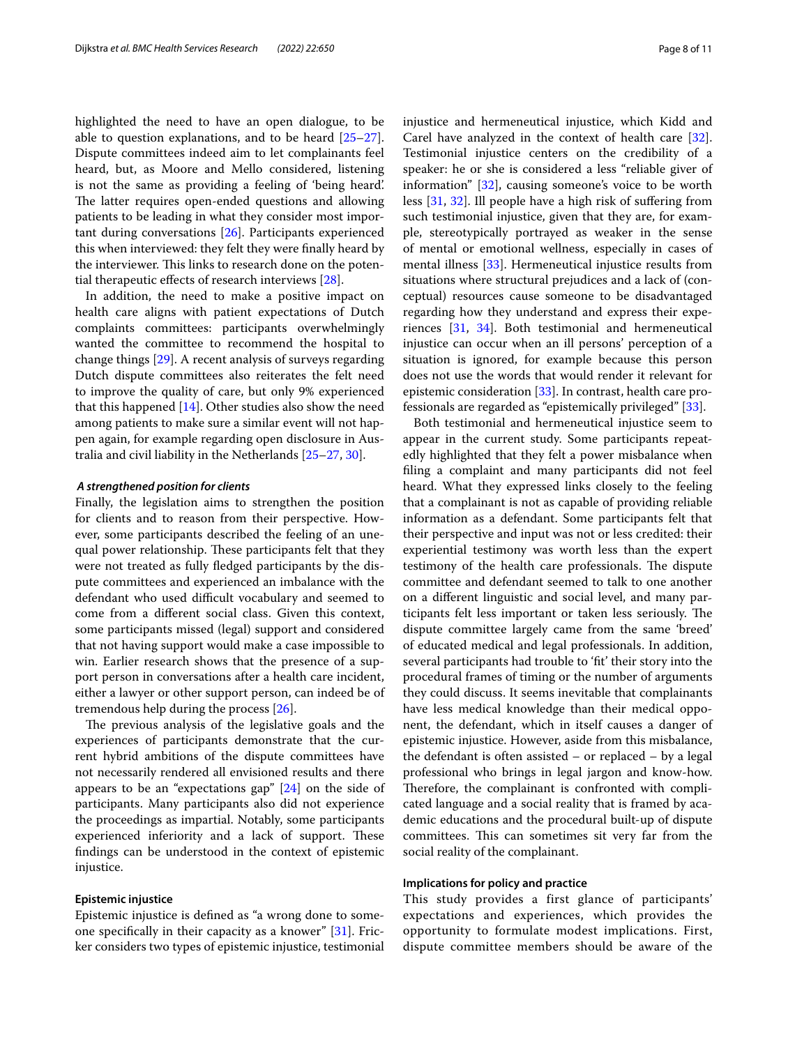highlighted the need to have an open dialogue, to be able to question explanations, and to be heard [25–27]. Dispute committees indeed aim to let complainants feel heard, but, as Moore and Mello considered, listening is not the same as providing a feeling of 'being heard'. The latter requires open-ended questions and allowing patients to be leading in what they consider most important during conversations [26]. Participants experienced this when interviewed: they felt they were finally heard by the interviewer. This links to research done on the potential therapeutic effects of research interviews [28].

In addition, the need to make a positive impact on health care aligns with patient expectations of Dutch complaints committees: participants overwhelmingly wanted the committee to recommend the hospital to change things [29]. A recent analysis of surveys regarding Dutch dispute committees also reiterates the felt need to improve the quality of care, but only 9% experienced that this happened [14]. Other studies also show the need among patients to make sure a similar event will not happen again, for example regarding open disclosure in Australia and civil liability in the Netherlands [25–27, 30].

### *A strengthened position for clients*

Finally, the legislation aims to strengthen the position for clients and to reason from their perspective. However, some participants described the feeling of an unequal power relationship. These participants felt that they were not treated as fully fledged participants by the dispute committees and experienced an imbalance with the defendant who used difficult vocabulary and seemed to come from a different social class. Given this context, some participants missed (legal) support and considered that not having support would make a case impossible to win. Earlier research shows that the presence of a support person in conversations after a health care incident, either a lawyer or other support person, can indeed be of tremendous help during the process [26].

The previous analysis of the legislative goals and the experiences of participants demonstrate that the current hybrid ambitions of the dispute committees have not necessarily rendered all envisioned results and there appears to be an "expectations gap" [24] on the side of participants. Many participants also did not experience the proceedings as impartial. Notably, some participants experienced inferiority and a lack of support. These findings can be understood in the context of epistemic injustice.

## Epistemic injustice

Epistemic injustice is defined as "a wrong done to someone specifically in their capacity as a knower" [31]. Fricker considers two types of epistemic injustice, testimonial injustice and hermeneutical injustice, which Kidd and Carel have analyzed in the context of health care [32]. Testimonial injustice centers on the credibility of a speaker: he or she is considered a less "reliable giver of information" [32], causing someone's voice to be worth less [31, 32]. Ill people have a high risk of suffering from such testimonial injustice, given that they are, for example, stereotypically portrayed as weaker in the sense of mental or emotional wellness, especially in cases of mental illness [33]. Hermeneutical injustice results from situations where structural prejudices and a lack of (conceptual) resources cause someone to be disadvantaged regarding how they understand and express their experiences [31, 34]. Both testimonial and hermeneutical injustice can occur when an ill persons' perception of a situation is ignored, for example because this person does not use the words that would render it relevant for epistemic consideration [33]. In contrast, health care professionals are regarded as "epistemically privileged" [33].

Both testimonial and hermeneutical injustice seem to appear in the current study. Some participants repeatedly highlighted that they felt a power misbalance when filing a complaint and many participants did not feel heard. What they expressed links closely to the feeling that a complainant is not as capable of providing reliable information as a defendant. Some participants felt that their perspective and input was not or less credited: their experiential testimony was worth less than the expert testimony of the health care professionals. The dispute committee and defendant seemed to talk to one another on a different linguistic and social level, and many participants felt less important or taken less seriously. The dispute committee largely came from the same 'breed' of educated medical and legal professionals. In addition, several participants had trouble to 'fit' their story into the procedural frames of timing or the number of arguments they could discuss. It seems inevitable that complainants have less medical knowledge than their medical opponent, the defendant, which in itself causes a danger of epistemic injustice. However, aside from this misbalance, the defendant is often assisted – or replaced – by a legal professional who brings in legal jargon and know-how. Therefore, the complainant is confronted with complicated language and a social reality that is framed by academic educations and the procedural built-up of dispute committees. This can sometimes sit very far from the social reality of the complainant.

## Implications for policy and practice

This study provides a first glance of participants' expectations and experiences, which provides the opportunity to formulate modest implications. First, dispute committee members should be aware of the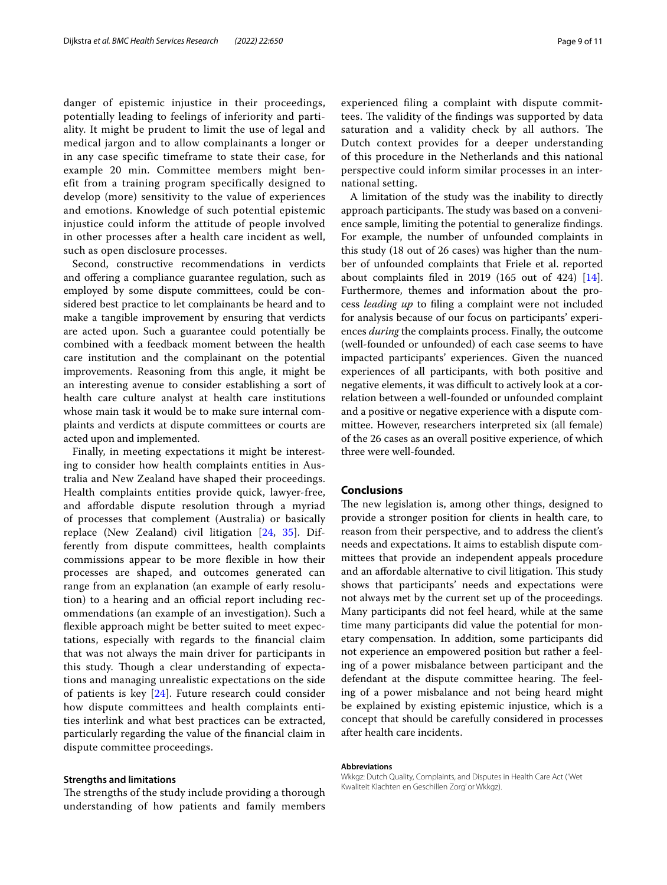danger of epistemic injustice in their proceedings, potentially leading to feelings of inferiority and partiality. It might be prudent to limit the use of legal and medical jargon and to allow complainants a longer or in any case specific timeframe to state their case, for example 20 min. Committee members might benefit from a training program specifically designed to develop (more) sensitivity to the value of experiences and emotions. Knowledge of such potential epistemic injustice could inform the attitude of people involved in other processes after a health care incident as well, such as open disclosure processes.

Second, constructive recommendations in verdicts and offering a compliance guarantee regulation, such as employed by some dispute committees, could be considered best practice to let complainants be heard and to make a tangible improvement by ensuring that verdicts are acted upon. Such a guarantee could potentially be combined with a feedback moment between the health care institution and the complainant on the potential improvements. Reasoning from this angle, it might be an interesting avenue to consider establishing a sort of health care culture analyst at health care institutions whose main task it would be to make sure internal complaints and verdicts at dispute committees or courts are acted upon and implemented.

Finally, in meeting expectations it might be interesting to consider how health complaints entities in Australia and New Zealand have shaped their proceedings. Health complaints entities provide quick, lawyer-free, and affordable dispute resolution through a myriad of processes that complement (Australia) or basically replace (New Zealand) civil litigation [24, 35]. Differently from dispute committees, health complaints commissions appear to be more flexible in how their processes are shaped, and outcomes generated can range from an explanation (an example of early resolution) to a hearing and an official report including recommendations (an example of an investigation). Such a flexible approach might be better suited to meet expectations, especially with regards to the financial claim that was not always the main driver for participants in this study. Though a clear understanding of expectations and managing unrealistic expectations on the side of patients is key [24]. Future research could consider how dispute committees and health complaints entities interlink and what best practices can be extracted, particularly regarding the value of the financial claim in dispute committee proceedings.

### Strengths and limitations

The strengths of the study include providing a thorough understanding of how patients and family members experienced filing a complaint with dispute committees. The validity of the findings was supported by data saturation and a validity check by all authors. The Dutch context provides for a deeper understanding of this procedure in the Netherlands and this national perspective could inform similar processes in an international setting.

A limitation of the study was the inability to directly approach participants. The study was based on a convenience sample, limiting the potential to generalize findings. For example, the number of unfounded complaints in this study (18 out of 26 cases) was higher than the number of unfounded complaints that Friele et al. reported about complaints filed in 2019 (165 out of 424) [14]. Furthermore, themes and information about the process *leading up* to filing a complaint were not included for analysis because of our focus on participants' experiences *during* the complaints process. Finally, the outcome (well-founded or unfounded) of each case seems to have impacted participants' experiences. Given the nuanced experiences of all participants, with both positive and negative elements, it was difficult to actively look at a correlation between a well-founded or unfounded complaint and a positive or negative experience with a dispute committee. However, researchers interpreted six (all female) of the 26 cases as an overall positive experience, of which three were well-founded.

## Conclusions

The new legislation is, among other things, designed to provide a stronger position for clients in health care, to reason from their perspective, and to address the client's needs and expectations. It aims to establish dispute committees that provide an independent appeals procedure and an affordable alternative to civil litigation. This study shows that participants' needs and expectations were not always met by the current set up of the proceedings. Many participants did not feel heard, while at the same time many participants did value the potential for monetary compensation. In addition, some participants did not experience an empowered position but rather a feeling of a power misbalance between participant and the defendant at the dispute committee hearing. The feeling of a power misbalance and not being heard might be explained by existing epistemic injustice, which is a concept that should be carefully considered in processes after health care incidents.

#### Abbreviations

Wkkgz: Dutch Quality, Complaints, and Disputes in Health Care Act ('Wet Kwaliteit Klachten en Geschillen Zorg' or Wkkgz).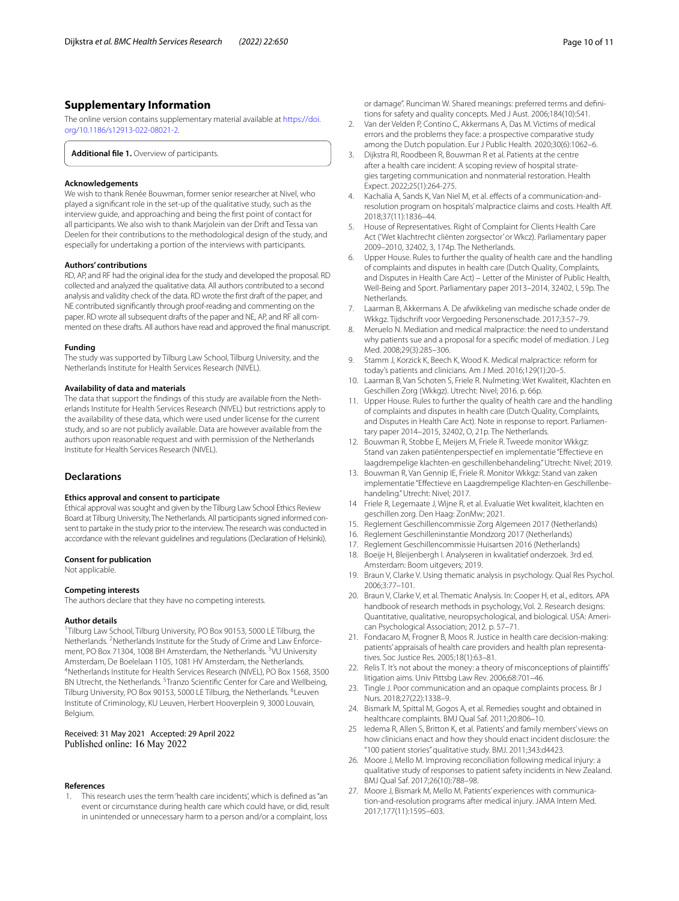## Supplementary Information

The online version contains supplementary material available at https://doi.org/10.1186/s12913-022-08021-2.

**Additional file 1.** Overview of participants.

### Acknowledgements

We wish to thank Renée Bouwman, former senior researcher at Nivel, who played a significant role in the set-up of the qualitative study, such as the interview guide, and approaching and being the first point of contact for all participants. We also wish to thank Marjolein van der Drift and Tessa van Deelen for their contributions to the methodological design of the study, and especially for undertaking a portion of the interviews with participants.

### Authors' contributions

RD, AP, and RF had the original idea for the study and developed the proposal. RD collected and analyzed the qualitative data. All authors contributed to a second analysis and validity check of the data. RD wrote the first draft of the paper, and NE contributed significantly through proof-reading and commenting on the paper. RD wrote all subsequent drafts of the paper and NE, AP, and RF all commented on these drafts. All authors have read and approved the final manuscript.

### Funding

The study was supported by Tilburg Law School, Tilburg University, and the Netherlands Institute for Health Services Research (NIVEL).

### Availability of data and materials

The data that support the findings of this study are available from the Netherlands Institute for Health Services Research (NIVEL) but restrictions apply to the availability of these data, which were used under license for the current study, and so are not publicly available. Data are however available from the authors upon reasonable request and with permission of the Netherlands Institute for Health Services Research (NIVEL).

## Declarations

### Ethics approval and consent to participate

Ethical approval was sought and given by the Tilburg Law School Ethics Review Board at Tilburg University, The Netherlands. All participants signed informed consent to partake in the study prior to the interview. The research was conducted in accordance with the relevant guidelines and regulations (Declaration of Helsinki).

### Consent for publication

Not applicable.

### Competing interests

The authors declare that they have no competing interests.

### Author details

[1]Tilburg Law School, Tilburg University, PO Box 90153, 5000 LE Tilburg, the Netherlands. [2]Netherlands Institute for the Study of Crime and Law Enforcement, PO Box 71304, 1008 BH Amsterdam, the Netherlands. [3]VU University Amsterdam, De Boelelaan 1105, 1081 HV Amsterdam, the Netherlands. [4]Netherlands Institute for Health Services Research (NIVEL), PO Box 1568, 3500 BN Utrecht, the Netherlands. [5]Tranzo Scientific Center for Care and Wellbeing, Tilburg University, PO Box 90153, 5000 LE Tilburg, the Netherlands. [6]Leuven Institute of Criminology, KU Leuven, Herbert Hooverplein 9, 3000 Louvain, Belgium.

Received: 31 May 2021 Accepted: 29 April 2022
Published online: 16 May 2022

### References

1. This research uses the term 'health care incidents', which is defined as "an event or circumstance during health care which could have, or did, result in unintended or unnecessary harm to a person and/or a complaint, loss or damage". Runciman W. Shared meanings: preferred terms and definitions for safety and quality concepts. Med J Aust. 2006;184(10):S41.
2. Van der Velden P, Contino C, Akkermans A, Das M. Victims of medical errors and the problems they face: a prospective comparative study among the Dutch population. Eur J Public Health. 2020;30(6):1062–6.
3. Dijkstra RI, Roodbeen R, Bouwman R et al. Patients at the centre after a health care incident: A scoping review of hospital strategies targeting communication and nonmaterial restoration. Health Expect. 2022;25(1):264-275.
4. Kachalia A, Sands K, Van Niel M, et al. effects of a communication-and-resolution program on hospitals' malpractice claims and costs. Health Aff. 2018;37(11):1836–44.
5. House of Representatives. Right of Complaint for Clients Health Care Act ('Wet klachtrecht cliënten zorgsector' or Wkcz). Parliamentary paper 2009–2010, 32402, 3, 174p. The Netherlands.
6. Upper House. Rules to further the quality of health care and the handling of complaints and disputes in health care (Dutch Quality, Complaints, and Disputes in Health Care Act) – Letter of the Minister of Public Health, Well-Being and Sport. Parliamentary paper 2013–2014, 32402, I, 59p. The Netherlands.
7. Laarman B, Akkermans A. De afwikkeling van medische schade onder de Wkkgz. Tijdschrift voor Vergoeding Personenschade. 2017;3:57–79.
8. Meruelo N. Mediation and medical malpractice: the need to understand why patients sue and a proposal for a specific model of mediation. J Leg Med. 2008;29(3):285–306.
9. Stamm J, Korzick K, Beech K, Wood K. Medical malpractice: reform for today's patients and clinicians. Am J Med. 2016;129(1):20–5.
10. Laarman B, Van Schoten S, Friele R. Nulmeting: Wet Kwaliteit, Klachten en Geschillen Zorg (Wkkgz). Utrecht: Nivel; 2016. p. 66p.
11. Upper House. Rules to further the quality of health care and the handling of complaints and disputes in health care (Dutch Quality, Complaints, and Disputes in Health Care Act). Note in response to report. Parliamentary paper 2014–2015, 32402, O, 21p. The Netherlands.
12. Bouwman R, Stobbe E, Meijers M, Friele R. Tweede monitor Wkkgz: Stand van zaken patiëntenperspectief en implementatie "Effectieve en laagdrempelige klachten-en geschillenbehandeling." Utrecht: Nivel; 2019.
13. Bouwman R, Van Gennip IE, Friele R. Monitor Wkkgz: Stand van zaken implementatie "Effectieve en Laagdrempelige Klachten-en Geschillenbehandeling." Utrecht: Nivel; 2017.
14. Friele R, Legemaate J, Wijne R, et al. Evaluatie Wet kwaliteit, klachten en geschillen zorg. Den Haag: ZonMw; 2021.
15. Reglement Geschillencommissie Zorg Algemeen 2017 (Netherlands)
16. Reglement Geschilleninstantie Mondzorg 2017 (Netherlands)
17. Reglement Geschillencommissie Huisartsen 2016 (Netherlands)
18. Boeije H, Bleijenbergh I. Analyseren in kwalitatief onderzoek. 3rd ed. Amsterdam: Boom uitgevers; 2019.
19. Braun V, Clarke V. Using thematic analysis in psychology. Qual Res Psychol. 2006;3:77–101.
20. Braun V, Clarke V, et al. Thematic Analysis. In: Cooper H, et al., editors. APA handbook of research methods in psychology, Vol. 2. Research designs: Quantitative, qualitative, neuropsychological, and biological. USA: American Psychological Association; 2012. p. 57–71.
21. Fondacaro M, Frogner B, Moos R. Justice in health care decision-making: patients' appraisals of health care providers and health plan representatives. Soc Justice Res. 2005;18(1):63–81.
22. Relis T. It's not about the money: a theory of misconceptions of plaintiffs' litigation aims. Univ Pittsbg Law Rev. 2006;68:701–46.
23. Tingle J. Poor communication and an opaque complaints process. Br J Nurs. 2018;27(22):1338–9.
24. Bismark M, Spittal M, Gogos A, et al. Remedies sought and obtained in healthcare complaints. BMJ Qual Saf. 2011;20:806–10.
25. Iedema R, Allen S, Britton K, et al. Patients' and family members' views on how clinicians enact and how they should enact incident disclosure: the "100 patient stories" qualitative study. BMJ. 2011;343:d4423.
26. Moore J, Mello M. Improving reconciliation following medical injury: a qualitative study of responses to patient safety incidents in New Zealand. BMJ Qual Saf. 2017;26(10):788–98.
27. Moore J, Bismark M, Mello M. Patients' experiences with communication-and-resolution programs after medical injury. JAMA Intern Med. 2017;177(11):1595–603.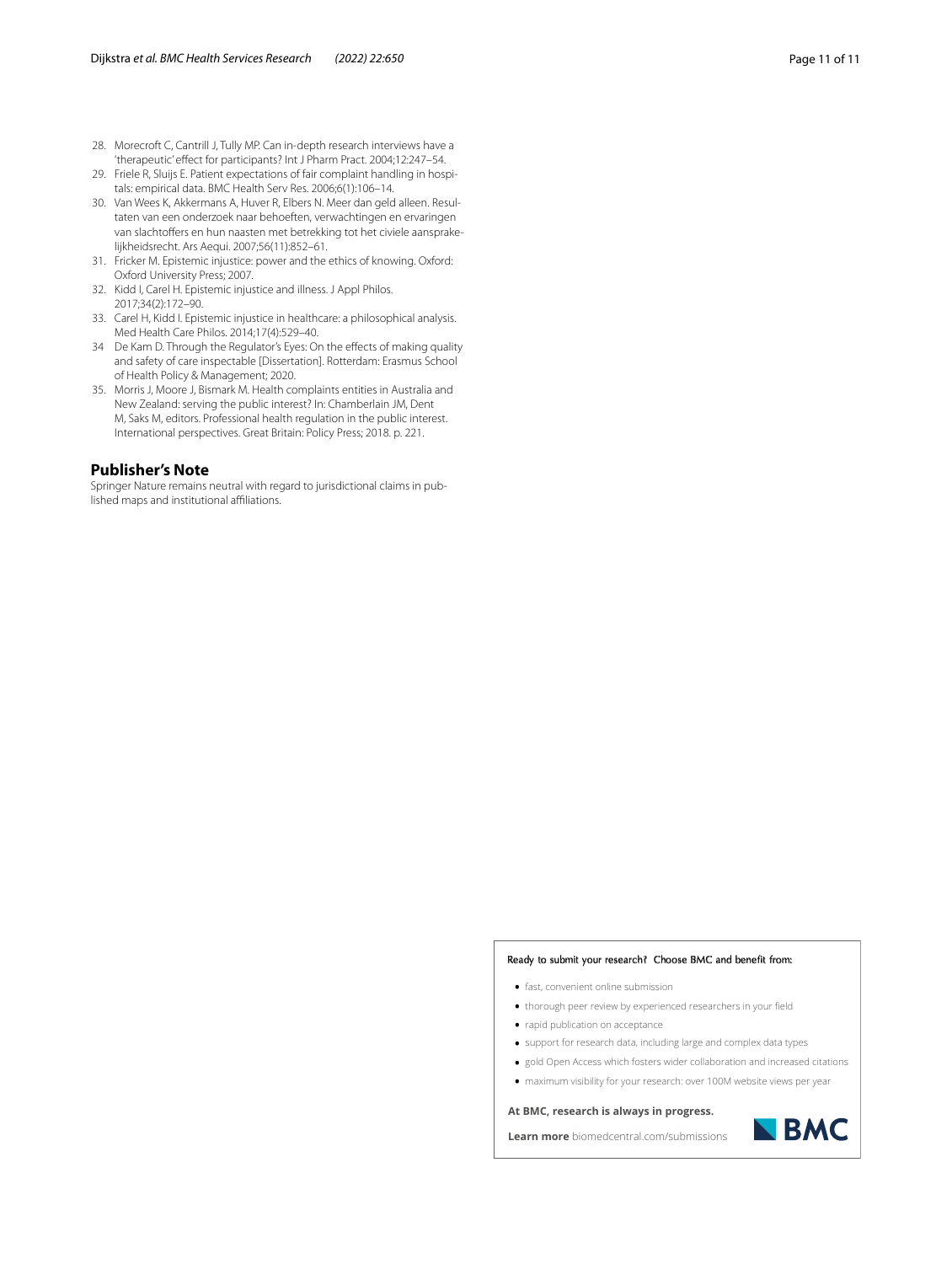28. Morecroft C, Cantrill J, Tully MP. Can in-depth research interviews have a 'therapeutic' effect for participants? Int J Pharm Pract. 2004;12:247–54.
29. Friele R, Sluijs E. Patient expectations of fair complaint handling in hospitals: empirical data. BMC Health Serv Res. 2006;6(1):106–14.
30. Van Wees K, Akkermans A, Huver R, Elbers N. Meer dan geld alleen. Resultaten van een onderzoek naar behoeften, verwachtingen en ervaringen van slachtoffers en hun naasten met betrekking tot het civiele aansprakelijkheidsrecht. Ars Aequi. 2007;56(11):852–61.
31. Fricker M. Epistemic injustice: power and the ethics of knowing. Oxford: Oxford University Press; 2007.
32. Kidd I, Carel H. Epistemic injustice and illness. J Appl Philos. 2017;34(2):172–90.
33. Carel H, Kidd I. Epistemic injustice in healthcare: a philosophical analysis. Med Health Care Philos. 2014;17(4):529–40.
34 De Kam D. Through the Regulator's Eyes: On the effects of making quality and safety of care inspectable [Dissertation]. Rotterdam: Erasmus School of Health Policy & Management; 2020.
35. Morris J, Moore J, Bismark M. Health complaints entities in Australia and New Zealand: serving the public interest? In: Chamberlain JM, Dent M, Saks M, editors. Professional health regulation in the public interest. International perspectives. Great Britain: Policy Press; 2018. p. 221.

## Publisher's Note

Springer Nature remains neutral with regard to jurisdictional claims in published maps and institutional affiliations.

Ready to submit your research? Choose BMC and benefit from:

- fast, convenient online submission
- thorough peer review by experienced researchers in your field
- rapid publication on acceptance
- support for research data, including large and complex data types
- gold Open Access which fosters wider collaboration and increased citations
- maximum visibility for your research: over 100M website views per year

**At BMC, research is always in progress.**

**Learn more** biomedcentral.com/submissions

BMC